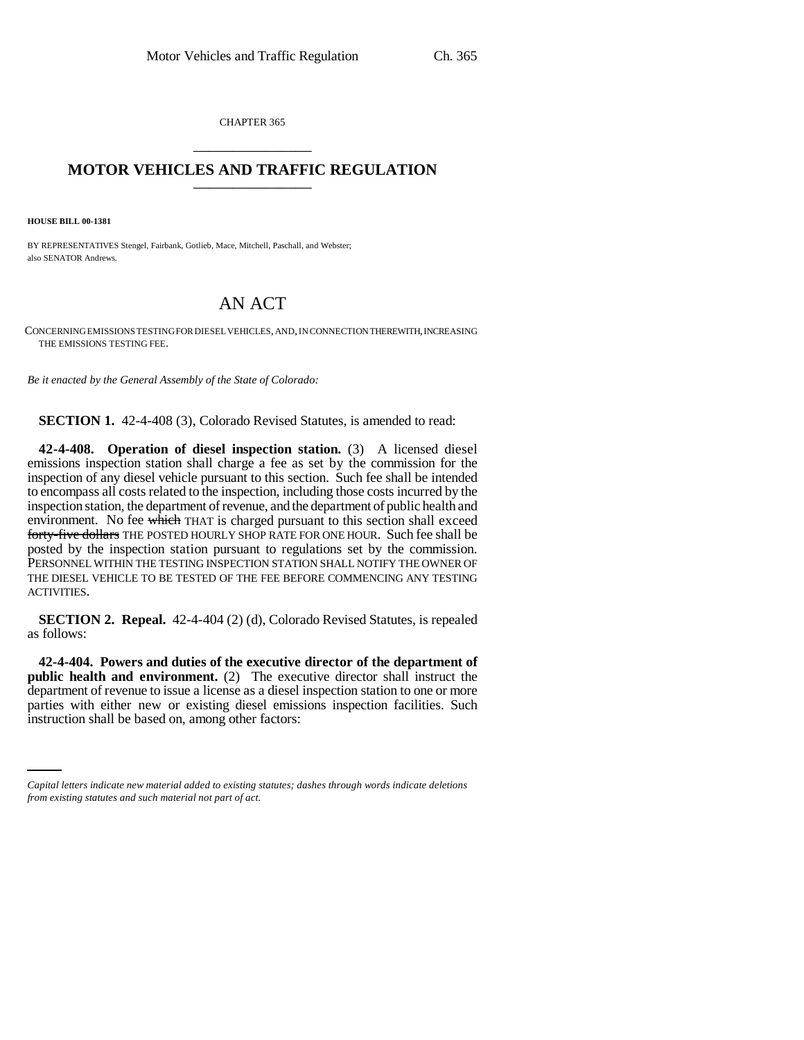CHAPTER 365

## MOTOR VEHICLES AND TRAFFIC REGULATION

**HOUSE BILL 00-1381**

BY REPRESENTATIVES Stengel, Fairbank, Gotlieb, Mace, Mitchell, Paschall, and Webster;
also SENATOR Andrews.

# AN ACT

CONCERNING EMISSIONS TESTING FOR DIESEL VEHICLES, AND, IN CONNECTION THEREWITH, INCREASING THE EMISSIONS TESTING FEE.

*Be it enacted by the General Assembly of the State of Colorado:*

**SECTION 1.** 42-4-408 (3), Colorado Revised Statutes, is amended to read:

**42-4-408. Operation of diesel inspection station.** (3) A licensed diesel emissions inspection station shall charge a fee as set by the commission for the inspection of any diesel vehicle pursuant to this section. Such fee shall be intended to encompass all costs related to the inspection, including those costs incurred by the inspection station, the department of revenue, and the department of public health and environment. No fee ~~which~~ THAT is charged pursuant to this section shall exceed ~~forty-five dollars~~ THE POSTED HOURLY SHOP RATE FOR ONE HOUR. Such fee shall be posted by the inspection station pursuant to regulations set by the commission. PERSONNEL WITHIN THE TESTING INSPECTION STATION SHALL NOTIFY THE OWNER OF THE DIESEL VEHICLE TO BE TESTED OF THE FEE BEFORE COMMENCING ANY TESTING ACTIVITIES.

**SECTION 2. Repeal.** 42-4-404 (2) (d), Colorado Revised Statutes, is repealed as follows:

**42-4-404. Powers and duties of the executive director of the department of public health and environment.** (2) The executive director shall instruct the department of revenue to issue a license as a diesel inspection station to one or more parties with either new or existing diesel emissions inspection facilities. Such instruction shall be based on, among other factors:

*Capital letters indicate new material added to existing statutes; dashes through words indicate deletions from existing statutes and such material not part of act.*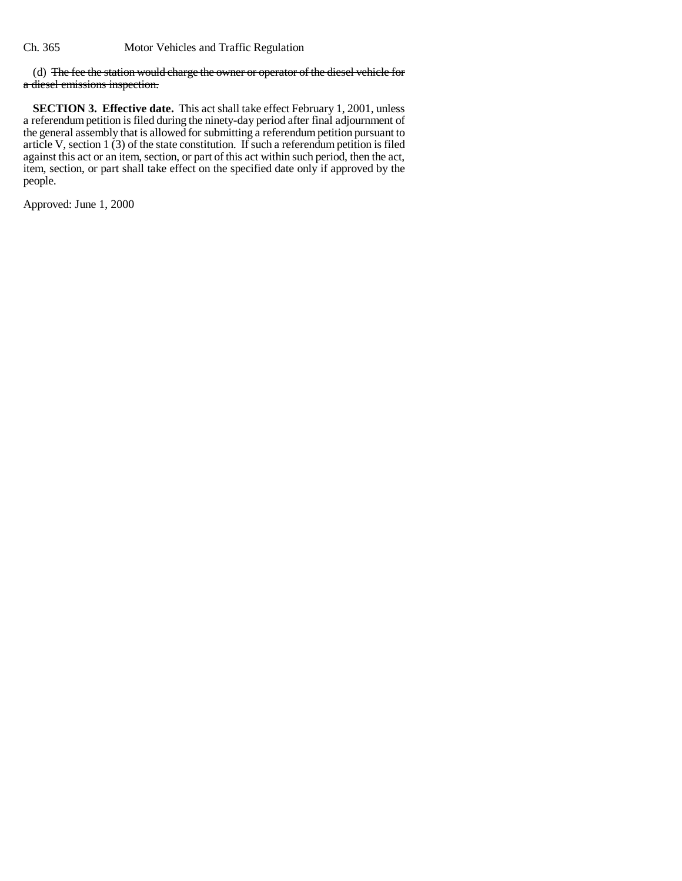(d) ~~The fee the station would charge the owner or operator of the diesel vehicle for a diesel emissions inspection.~~

**SECTION 3. Effective date.** This act shall take effect February 1, 2001, unless a referendum petition is filed during the ninety-day period after final adjournment of the general assembly that is allowed for submitting a referendum petition pursuant to article V, section 1 (3) of the state constitution. If such a referendum petition is filed against this act or an item, section, or part of this act within such period, then the act, item, section, or part shall take effect on the specified date only if approved by the people.

Approved: June 1, 2000